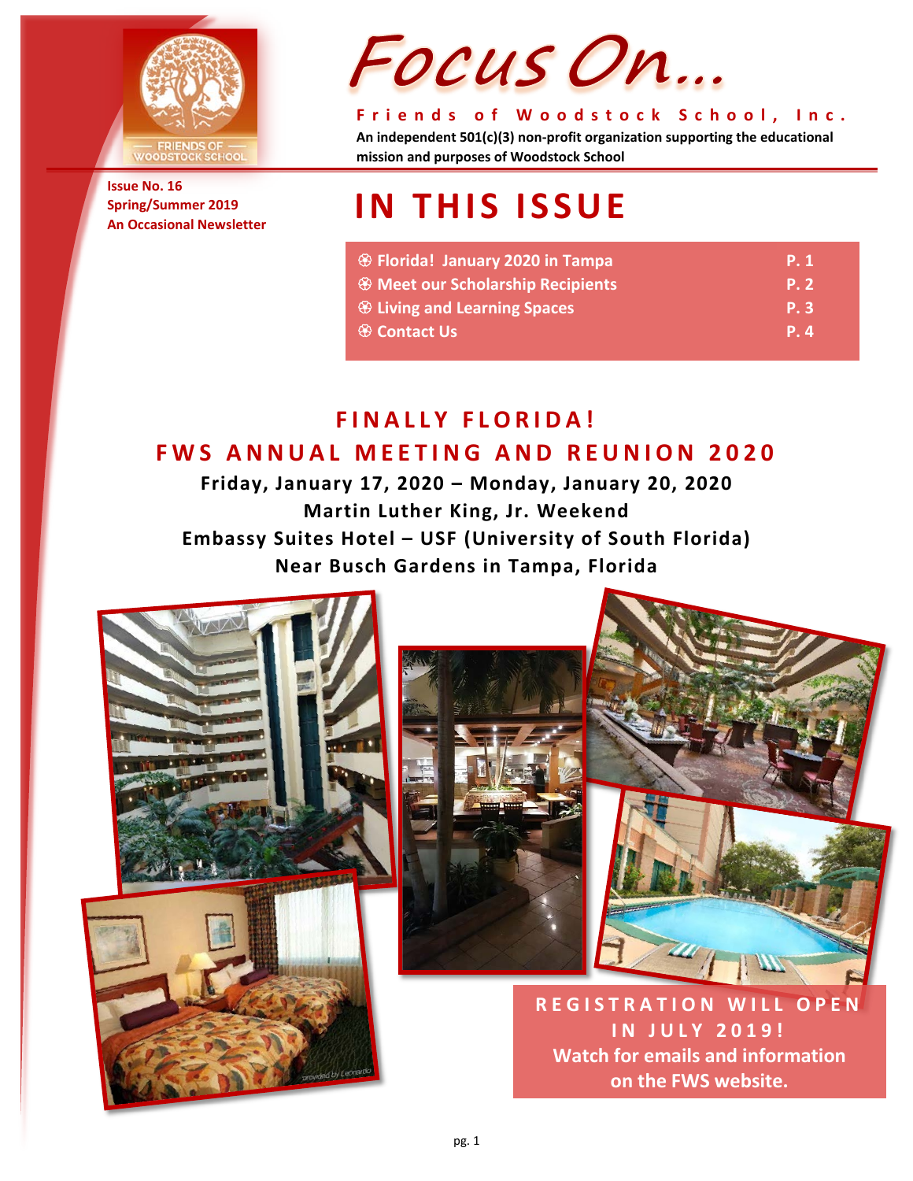# Focus On...

**Friends of Woodstock School, Inc.**

**An independent 501(c)(3) non-profit organization supporting the educational mission and purposes of Woodstock School**

**Issue No. 16**
**Spring/Summer 2019**
**An Occasional Newsletter**

## IN THIS ISSUE

| | |
|---|---|
| ❂ Florida! January 2020 in Tampa | P. 1 |
| ❂ Meet our Scholarship Recipients | P. 2 |
| ❂ Living and Learning Spaces | P. 3 |
| ❂ Contact Us | P. 4 |

## FINALLY FLORIDA!
## FWS ANNUAL MEETING AND REUNION 2020

**Friday, January 17, 2020 – Monday, January 20, 2020**
**Martin Luther King, Jr. Weekend**
**Embassy Suites Hotel – USF (University of South Florida)**
**Near Busch Gardens in Tampa, Florida**

**REGISTRATION WILL OPEN IN JULY 2019!**
**Watch for emails and information on the FWS website.**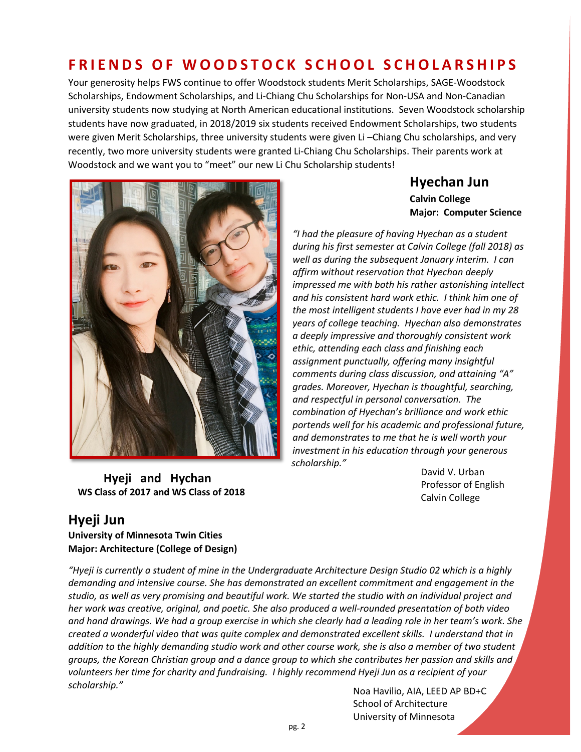# FRIENDS OF WOODSTOCK SCHOOL SCHOLARSHIPS

Your generosity helps FWS continue to offer Woodstock students Merit Scholarships, SAGE-Woodstock Scholarships, Endowment Scholarships, and Li-Chiang Chu Scholarships for Non-USA and Non-Canadian university students now studying at North American educational institutions. Seven Woodstock scholarship students have now graduated, in 2018/2019 six students received Endowment Scholarships, two students were given Merit Scholarships, three university students were given Li –Chiang Chu scholarships, and very recently, two more university students were granted Li-Chiang Chu Scholarships. Their parents work at Woodstock and we want you to "meet" our new Li Chu Scholarship students!

**Hyeji and Hychan**
**WS Class of 2017 and WS Class of 2018**

## Hyechan Jun

**Calvin College**
**Major: Computer Science**

*"I had the pleasure of having Hyechan as a student during his first semester at Calvin College (fall 2018) as well as during the subsequent January interim. I can affirm without reservation that Hyechan deeply impressed me with both his rather astonishing intellect and his consistent hard work ethic. I think him one of the most intelligent students I have ever had in my 28 years of college teaching. Hyechan also demonstrates a deeply impressive and thoroughly consistent work ethic, attending each class and finishing each assignment punctually, offering many insightful comments during class discussion, and attaining "A" grades. Moreover, Hyechan is thoughtful, searching, and respectful in personal conversation. The combination of Hyechan's brilliance and work ethic portends well for his academic and professional future, and demonstrates to me that he is well worth your investment in his education through your generous scholarship."*

David V. Urban
Professor of English
Calvin College

## Hyeji Jun

**University of Minnesota Twin Cities**
**Major: Architecture (College of Design)**

*"Hyeji is currently a student of mine in the Undergraduate Architecture Design Studio 02 which is a highly demanding and intensive course. She has demonstrated an excellent commitment and engagement in the studio, as well as very promising and beautiful work. We started the studio with an individual project and her work was creative, original, and poetic. She also produced a well-rounded presentation of both video and hand drawings. We had a group exercise in which she clearly had a leading role in her team's work. She created a wonderful video that was quite complex and demonstrated excellent skills. I understand that in addition to the highly demanding studio work and other course work, she is also a member of two student groups, the Korean Christian group and a dance group to which she contributes her passion and skills and volunteers her time for charity and fundraising. I highly recommend Hyeji Jun as a recipient of your scholarship."*

Noa Havilio, AIA, LEED AP BD+C
School of Architecture
University of Minnesota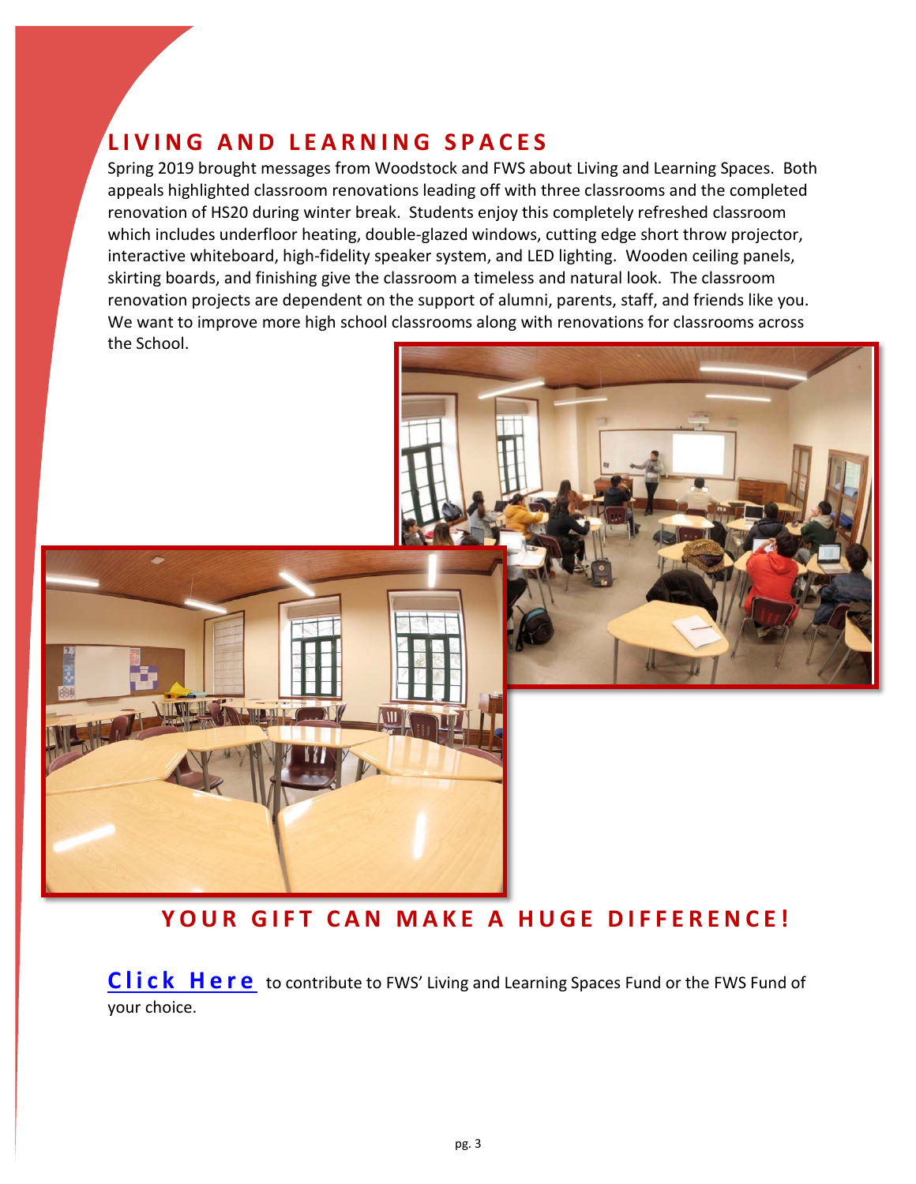## LIVING AND LEARNING SPACES

Spring 2019 brought messages from Woodstock and FWS about Living and Learning Spaces. Both appeals highlighted classroom renovations leading off with three classrooms and the completed renovation of HS20 during winter break. Students enjoy this completely refreshed classroom which includes underfloor heating, double-glazed windows, cutting edge short throw projector, interactive whiteboard, high-fidelity speaker system, and LED lighting. Wooden ceiling panels, skirting boards, and finishing give the classroom a timeless and natural look. The classroom renovation projects are dependent on the support of alumni, parents, staff, and friends like you. We want to improve more high school classrooms along with renovations for classrooms across the School.

## YOUR GIFT CAN MAKE A HUGE DIFFERENCE!

**Click Here** to contribute to FWS' Living and Learning Spaces Fund or the FWS Fund of your choice.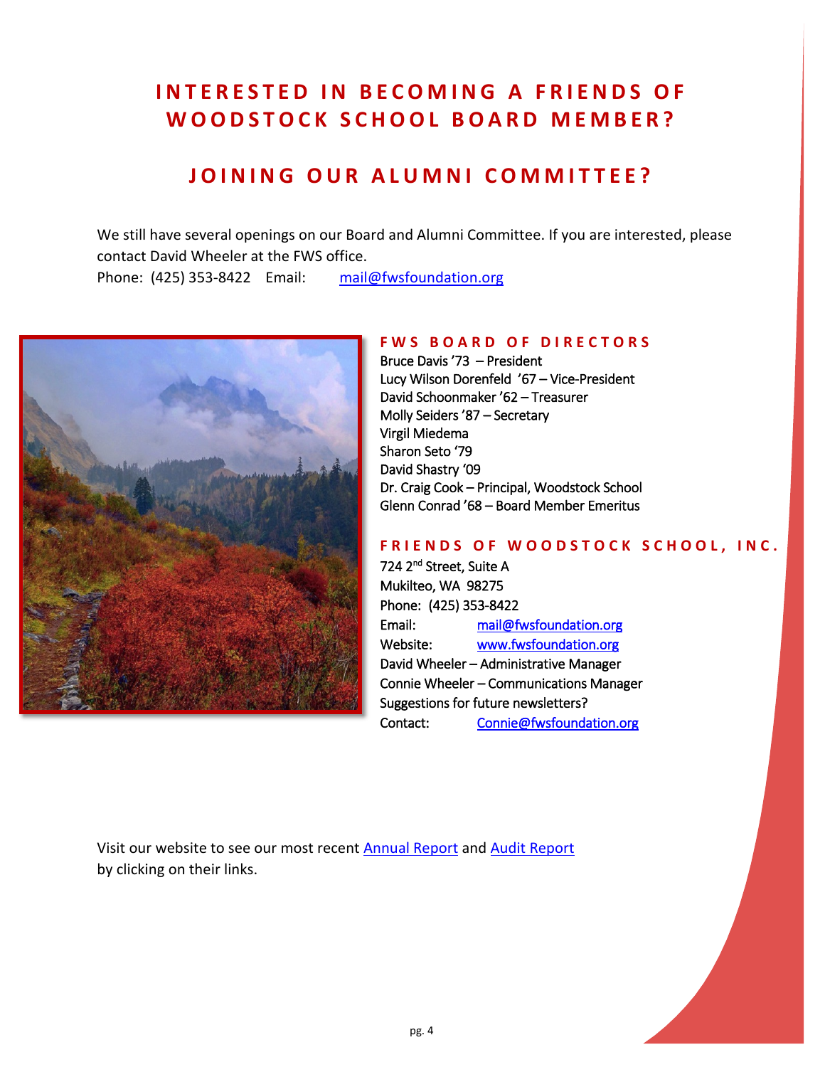# INTERESTED IN BECOMING A FRIENDS OF WOODSTOCK SCHOOL BOARD MEMBER?

## JOINING OUR ALUMNI COMMITTEE?

We still have several openings on our Board and Alumni Committee. If you are interested, please contact David Wheeler at the FWS office.
Phone: (425) 353-8422 Email: mail@fwsfoundation.org

### FWS BOARD OF DIRECTORS

Bruce Davis '73 – President
Lucy Wilson Dorenfeld '67 – Vice-President
David Schoonmaker '62 – Treasurer
Molly Seiders '87 – Secretary
Virgil Miedema
Sharon Seto '79
David Shastry '09
Dr. Craig Cook – Principal, Woodstock School
Glenn Conrad '68 – Board Member Emeritus

### FRIENDS OF WOODSTOCK SCHOOL, INC.

724 2nd Street, Suite A
Mukilteo, WA 98275
Phone: (425) 353-8422
Email: mail@fwsfoundation.org
Website: www.fwsfoundation.org
David Wheeler – Administrative Manager
Connie Wheeler – Communications Manager
Suggestions for future newsletters?
Contact: Connie@fwsfoundation.org

Visit our website to see our most recent Annual Report and Audit Report by clicking on their links.